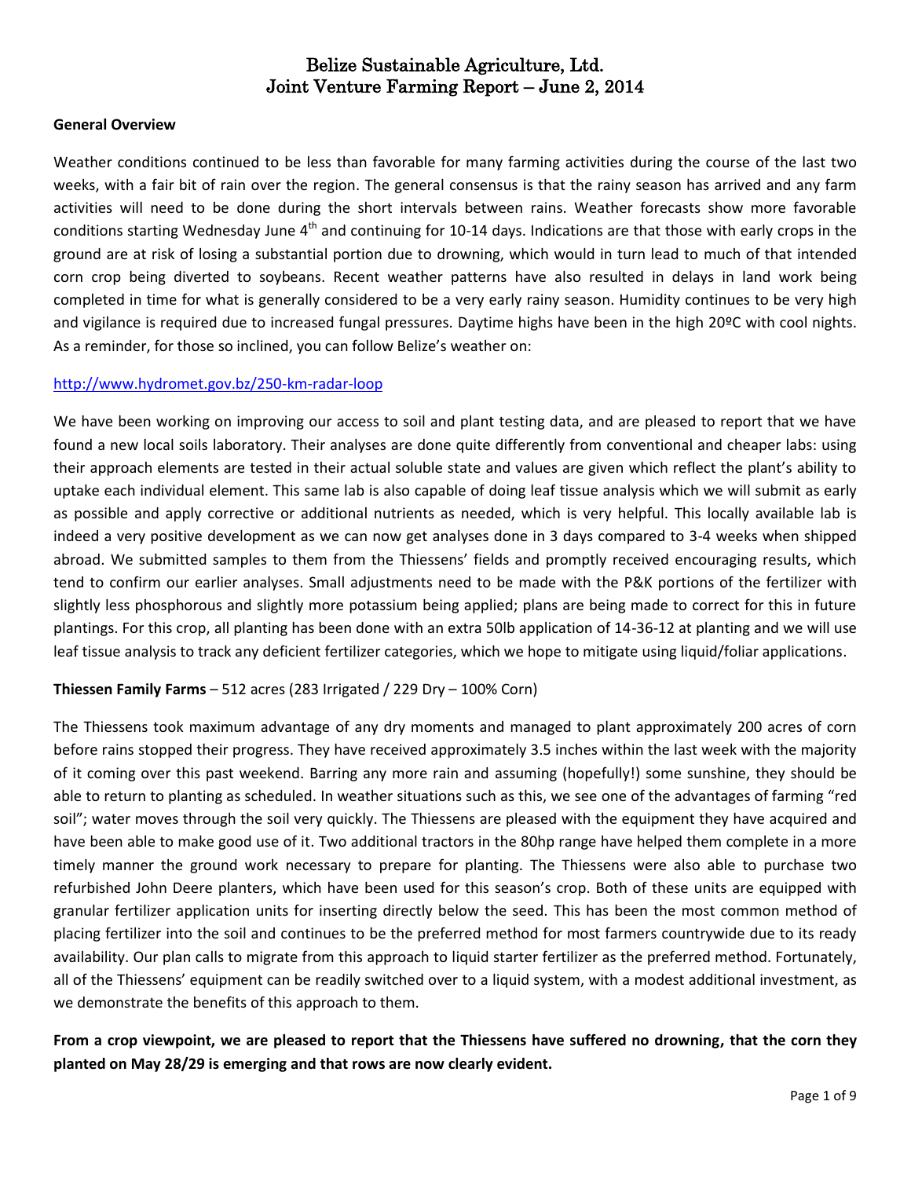# Belize Sustainable Agriculture, Ltd.
# Joint Venture Farming Report – June 2, 2014

**General Overview**

Weather conditions continued to be less than favorable for many farming activities during the course of the last two weeks, with a fair bit of rain over the region. The general consensus is that the rainy season has arrived and any farm activities will need to be done during the short intervals between rains. Weather forecasts show more favorable conditions starting Wednesday June 4th and continuing for 10-14 days. Indications are that those with early crops in the ground are at risk of losing a substantial portion due to drowning, which would in turn lead to much of that intended corn crop being diverted to soybeans. Recent weather patterns have also resulted in delays in land work being completed in time for what is generally considered to be a very early rainy season. Humidity continues to be very high and vigilance is required due to increased fungal pressures. Daytime highs have been in the high 20ºC with cool nights. As a reminder, for those so inclined, you can follow Belize's weather on:

http://www.hydromet.gov.bz/250-km-radar-loop

We have been working on improving our access to soil and plant testing data, and are pleased to report that we have found a new local soils laboratory. Their analyses are done quite differently from conventional and cheaper labs: using their approach elements are tested in their actual soluble state and values are given which reflect the plant's ability to uptake each individual element. This same lab is also capable of doing leaf tissue analysis which we will submit as early as possible and apply corrective or additional nutrients as needed, which is very helpful. This locally available lab is indeed a very positive development as we can now get analyses done in 3 days compared to 3-4 weeks when shipped abroad. We submitted samples to them from the Thiessens' fields and promptly received encouraging results, which tend to confirm our earlier analyses. Small adjustments need to be made with the P&K portions of the fertilizer with slightly less phosphorous and slightly more potassium being applied; plans are being made to correct for this in future plantings. For this crop, all planting has been done with an extra 50lb application of 14-36-12 at planting and we will use leaf tissue analysis to track any deficient fertilizer categories, which we hope to mitigate using liquid/foliar applications.

**Thiessen Family Farms** – 512 acres (283 Irrigated / 229 Dry – 100% Corn)

The Thiessens took maximum advantage of any dry moments and managed to plant approximately 200 acres of corn before rains stopped their progress. They have received approximately 3.5 inches within the last week with the majority of it coming over this past weekend. Barring any more rain and assuming (hopefully!) some sunshine, they should be able to return to planting as scheduled. In weather situations such as this, we see one of the advantages of farming "red soil"; water moves through the soil very quickly. The Thiessens are pleased with the equipment they have acquired and have been able to make good use of it. Two additional tractors in the 80hp range have helped them complete in a more timely manner the ground work necessary to prepare for planting. The Thiessens were also able to purchase two refurbished John Deere planters, which have been used for this season's crop. Both of these units are equipped with granular fertilizer application units for inserting directly below the seed. This has been the most common method of placing fertilizer into the soil and continues to be the preferred method for most farmers countrywide due to its ready availability. Our plan calls to migrate from this approach to liquid starter fertilizer as the preferred method. Fortunately, all of the Thiessens' equipment can be readily switched over to a liquid system, with a modest additional investment, as we demonstrate the benefits of this approach to them.

**From a crop viewpoint, we are pleased to report that the Thiessens have suffered no drowning, that the corn they planted on May 28/29 is emerging and that rows are now clearly evident.**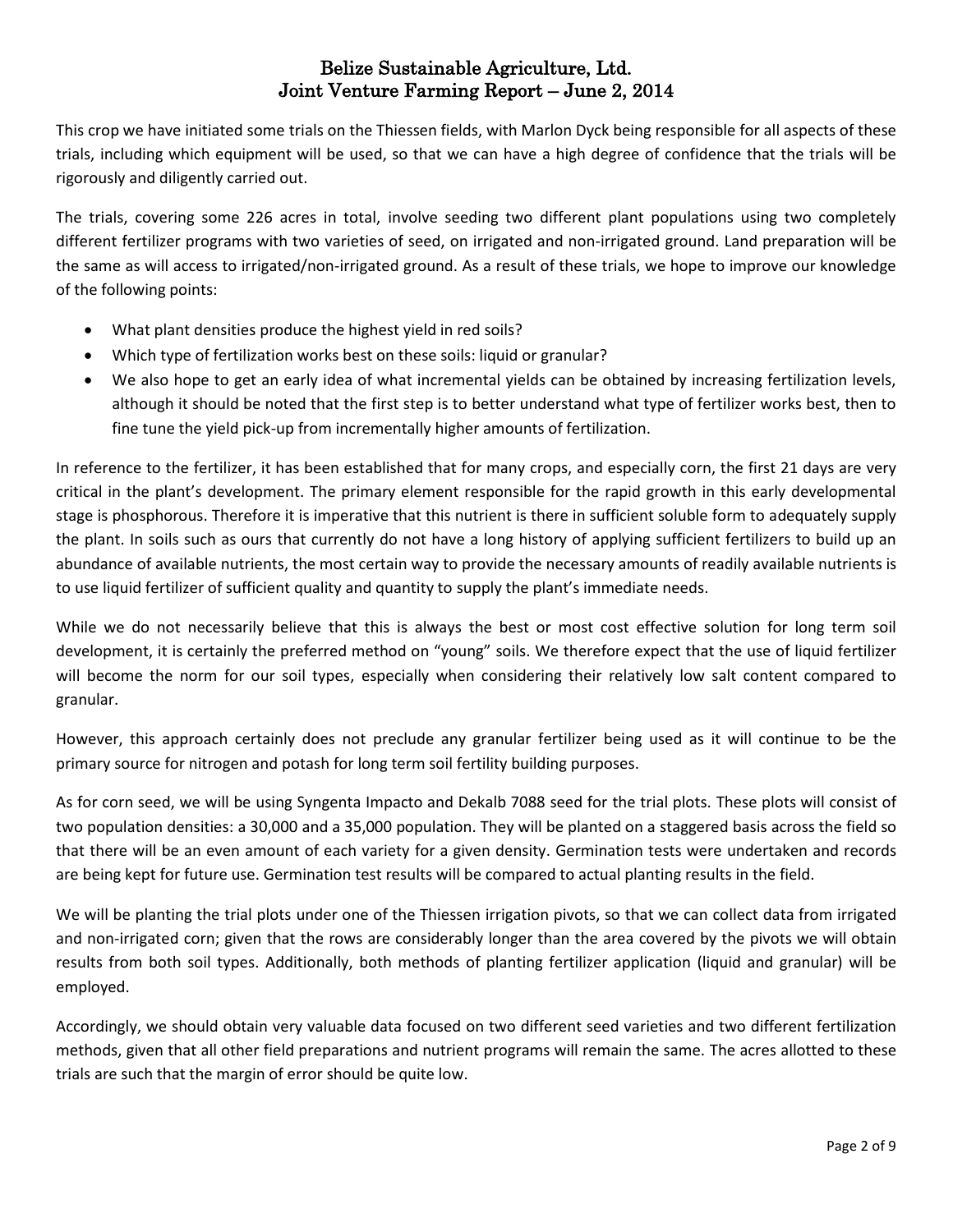# Belize Sustainable Agriculture, Ltd.
## Joint Venture Farming Report – June 2, 2014

This crop we have initiated some trials on the Thiessen fields, with Marlon Dyck being responsible for all aspects of these trials, including which equipment will be used, so that we can have a high degree of confidence that the trials will be rigorously and diligently carried out.

The trials, covering some 226 acres in total, involve seeding two different plant populations using two completely different fertilizer programs with two varieties of seed, on irrigated and non-irrigated ground. Land preparation will be the same as will access to irrigated/non-irrigated ground. As a result of these trials, we hope to improve our knowledge of the following points:

- What plant densities produce the highest yield in red soils?
- Which type of fertilization works best on these soils: liquid or granular?
- We also hope to get an early idea of what incremental yields can be obtained by increasing fertilization levels, although it should be noted that the first step is to better understand what type of fertilizer works best, then to fine tune the yield pick-up from incrementally higher amounts of fertilization.

In reference to the fertilizer, it has been established that for many crops, and especially corn, the first 21 days are very critical in the plant's development. The primary element responsible for the rapid growth in this early developmental stage is phosphorous. Therefore it is imperative that this nutrient is there in sufficient soluble form to adequately supply the plant. In soils such as ours that currently do not have a long history of applying sufficient fertilizers to build up an abundance of available nutrients, the most certain way to provide the necessary amounts of readily available nutrients is to use liquid fertilizer of sufficient quality and quantity to supply the plant's immediate needs.

While we do not necessarily believe that this is always the best or most cost effective solution for long term soil development, it is certainly the preferred method on "young" soils. We therefore expect that the use of liquid fertilizer will become the norm for our soil types, especially when considering their relatively low salt content compared to granular.

However, this approach certainly does not preclude any granular fertilizer being used as it will continue to be the primary source for nitrogen and potash for long term soil fertility building purposes.

As for corn seed, we will be using Syngenta Impacto and Dekalb 7088 seed for the trial plots. These plots will consist of two population densities: a 30,000 and a 35,000 population. They will be planted on a staggered basis across the field so that there will be an even amount of each variety for a given density. Germination tests were undertaken and records are being kept for future use. Germination test results will be compared to actual planting results in the field.

We will be planting the trial plots under one of the Thiessen irrigation pivots, so that we can collect data from irrigated and non-irrigated corn; given that the rows are considerably longer than the area covered by the pivots we will obtain results from both soil types. Additionally, both methods of planting fertilizer application (liquid and granular) will be employed.

Accordingly, we should obtain very valuable data focused on two different seed varieties and two different fertilization methods, given that all other field preparations and nutrient programs will remain the same. The acres allotted to these trials are such that the margin of error should be quite low.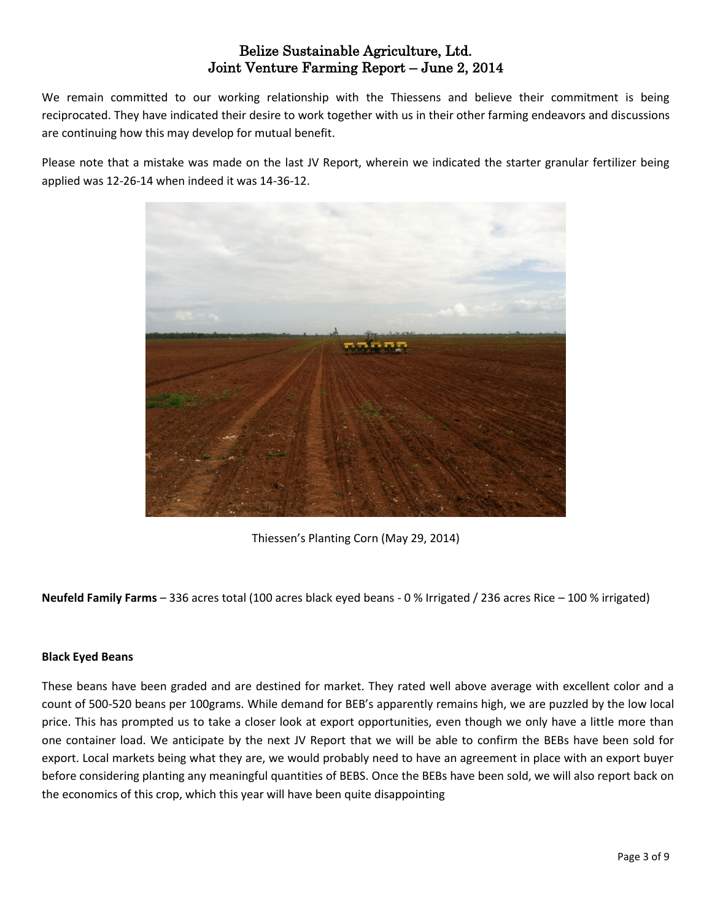# Belize Sustainable Agriculture, Ltd.
# Joint Venture Farming Report – June 2, 2014

We remain committed to our working relationship with the Thiessens and believe their commitment is being reciprocated. They have indicated their desire to work together with us in their other farming endeavors and discussions are continuing how this may develop for mutual benefit.

Please note that a mistake was made on the last JV Report, wherein we indicated the starter granular fertilizer being applied was 12-26-14 when indeed it was 14-36-12.

Thiessen's Planting Corn (May 29, 2014)

**Neufeld Family Farms** – 336 acres total (100 acres black eyed beans - 0 % Irrigated / 236 acres Rice – 100 % irrigated)

### Black Eyed Beans

These beans have been graded and are destined for market. They rated well above average with excellent color and a count of 500-520 beans per 100grams. While demand for BEB's apparently remains high, we are puzzled by the low local price. This has prompted us to take a closer look at export opportunities, even though we only have a little more than one container load. We anticipate by the next JV Report that we will be able to confirm the BEBs have been sold for export. Local markets being what they are, we would probably need to have an agreement in place with an export buyer before considering planting any meaningful quantities of BEBS. Once the BEBs have been sold, we will also report back on the economics of this crop, which this year will have been quite disappointing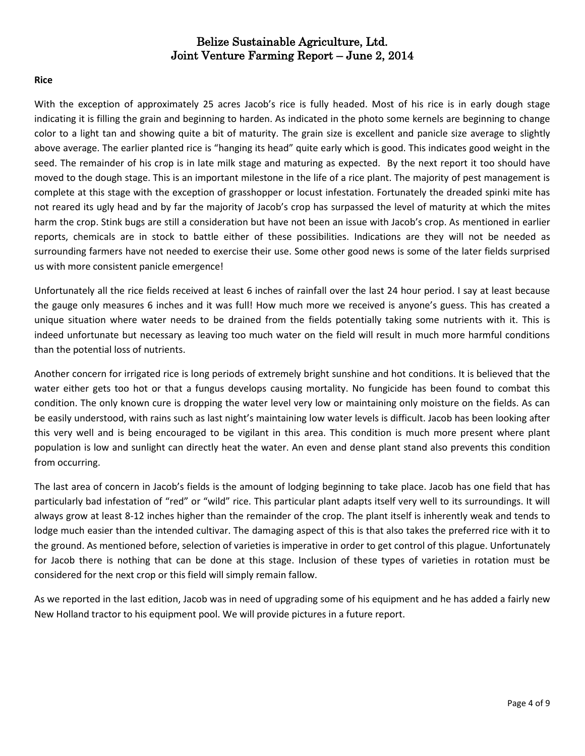## Rice

With the exception of approximately 25 acres Jacob's rice is fully headed. Most of his rice is in early dough stage indicating it is filling the grain and beginning to harden. As indicated in the photo some kernels are beginning to change color to a light tan and showing quite a bit of maturity. The grain size is excellent and panicle size average to slightly above average. The earlier planted rice is "hanging its head" quite early which is good. This indicates good weight in the seed. The remainder of his crop is in late milk stage and maturing as expected. By the next report it too should have moved to the dough stage. This is an important milestone in the life of a rice plant. The majority of pest management is complete at this stage with the exception of grasshopper or locust infestation. Fortunately the dreaded spinki mite has not reared its ugly head and by far the majority of Jacob's crop has surpassed the level of maturity at which the mites harm the crop. Stink bugs are still a consideration but have not been an issue with Jacob's crop. As mentioned in earlier reports, chemicals are in stock to battle either of these possibilities. Indications are they will not be needed as surrounding farmers have not needed to exercise their use. Some other good news is some of the later fields surprised us with more consistent panicle emergence!

Unfortunately all the rice fields received at least 6 inches of rainfall over the last 24 hour period. I say at least because the gauge only measures 6 inches and it was full! How much more we received is anyone's guess. This has created a unique situation where water needs to be drained from the fields potentially taking some nutrients with it. This is indeed unfortunate but necessary as leaving too much water on the field will result in much more harmful conditions than the potential loss of nutrients.

Another concern for irrigated rice is long periods of extremely bright sunshine and hot conditions. It is believed that the water either gets too hot or that a fungus develops causing mortality. No fungicide has been found to combat this condition. The only known cure is dropping the water level very low or maintaining only moisture on the fields. As can be easily understood, with rains such as last night's maintaining low water levels is difficult. Jacob has been looking after this very well and is being encouraged to be vigilant in this area. This condition is much more present where plant population is low and sunlight can directly heat the water. An even and dense plant stand also prevents this condition from occurring.

The last area of concern in Jacob's fields is the amount of lodging beginning to take place. Jacob has one field that has particularly bad infestation of "red" or "wild" rice. This particular plant adapts itself very well to its surroundings. It will always grow at least 8-12 inches higher than the remainder of the crop. The plant itself is inherently weak and tends to lodge much easier than the intended cultivar. The damaging aspect of this is that also takes the preferred rice with it to the ground. As mentioned before, selection of varieties is imperative in order to get control of this plague. Unfortunately for Jacob there is nothing that can be done at this stage. Inclusion of these types of varieties in rotation must be considered for the next crop or this field will simply remain fallow.

As we reported in the last edition, Jacob was in need of upgrading some of his equipment and he has added a fairly new New Holland tractor to his equipment pool. We will provide pictures in a future report.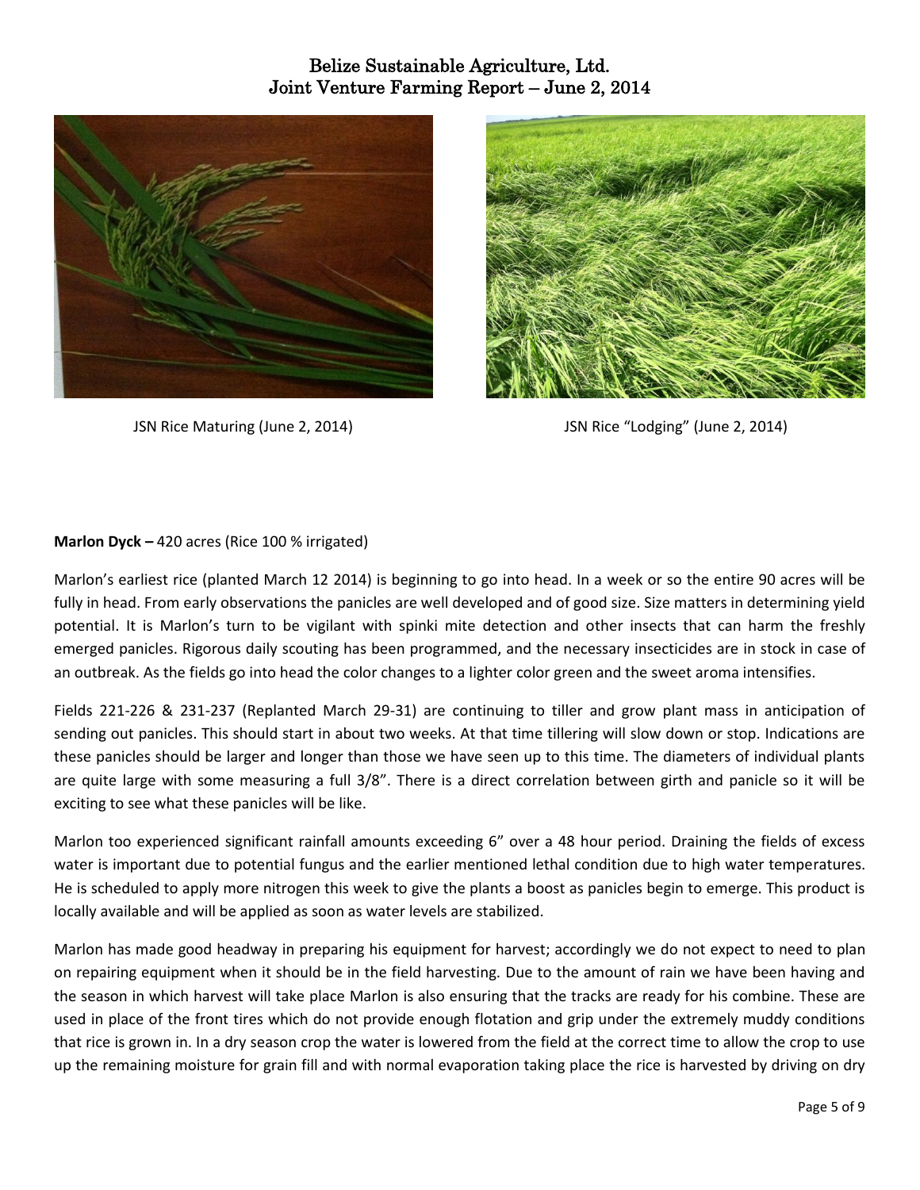JSN Rice Maturing (June 2, 2014)

JSN Rice "Lodging" (June 2, 2014)

**Marlon Dyck –** 420 acres (Rice 100 % irrigated)

Marlon's earliest rice (planted March 12 2014) is beginning to go into head. In a week or so the entire 90 acres will be fully in head. From early observations the panicles are well developed and of good size. Size matters in determining yield potential. It is Marlon's turn to be vigilant with spinki mite detection and other insects that can harm the freshly emerged panicles. Rigorous daily scouting has been programmed, and the necessary insecticides are in stock in case of an outbreak. As the fields go into head the color changes to a lighter color green and the sweet aroma intensifies.

Fields 221-226 & 231-237 (Replanted March 29-31) are continuing to tiller and grow plant mass in anticipation of sending out panicles. This should start in about two weeks. At that time tillering will slow down or stop. Indications are these panicles should be larger and longer than those we have seen up to this time. The diameters of individual plants are quite large with some measuring a full 3/8". There is a direct correlation between girth and panicle so it will be exciting to see what these panicles will be like.

Marlon too experienced significant rainfall amounts exceeding 6" over a 48 hour period. Draining the fields of excess water is important due to potential fungus and the earlier mentioned lethal condition due to high water temperatures. He is scheduled to apply more nitrogen this week to give the plants a boost as panicles begin to emerge. This product is locally available and will be applied as soon as water levels are stabilized.

Marlon has made good headway in preparing his equipment for harvest; accordingly we do not expect to need to plan on repairing equipment when it should be in the field harvesting. Due to the amount of rain we have been having and the season in which harvest will take place Marlon is also ensuring that the tracks are ready for his combine. These are used in place of the front tires which do not provide enough flotation and grip under the extremely muddy conditions that rice is grown in. In a dry season crop the water is lowered from the field at the correct time to allow the crop to use up the remaining moisture for grain fill and with normal evaporation taking place the rice is harvested by driving on dry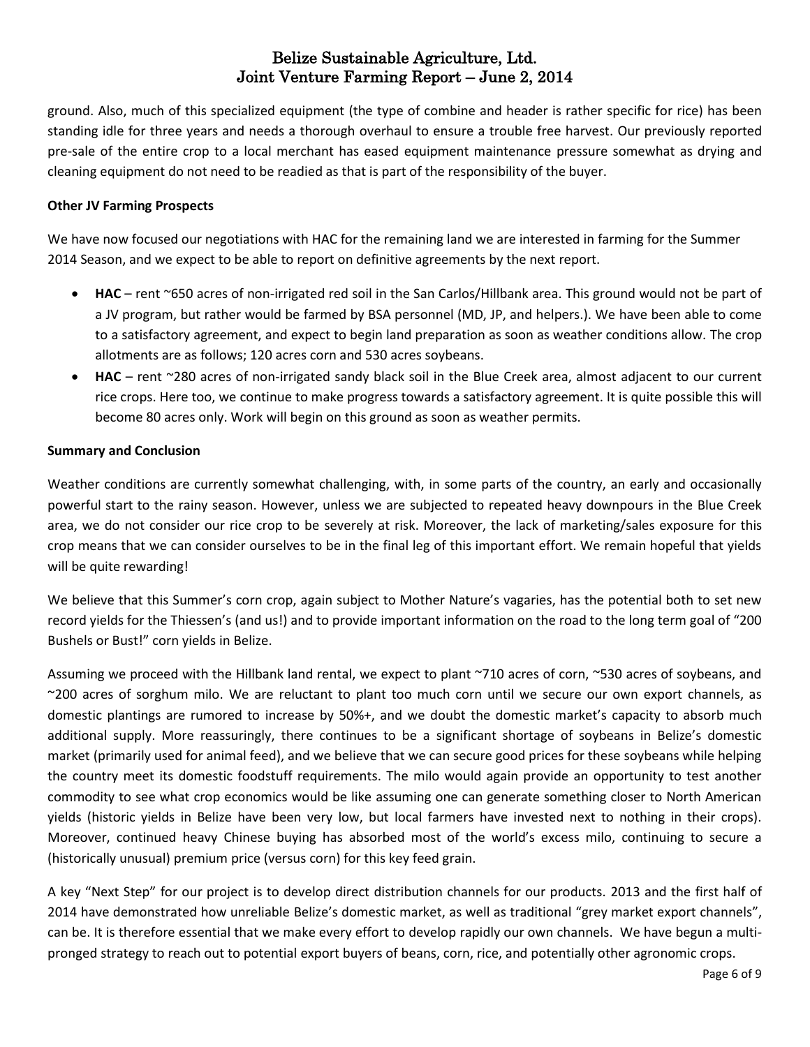ground. Also, much of this specialized equipment (the type of combine and header is rather specific for rice) has been standing idle for three years and needs a thorough overhaul to ensure a trouble free harvest. Our previously reported pre-sale of the entire crop to a local merchant has eased equipment maintenance pressure somewhat as drying and cleaning equipment do not need to be readied as that is part of the responsibility of the buyer.

**Other JV Farming Prospects**

We have now focused our negotiations with HAC for the remaining land we are interested in farming for the Summer 2014 Season, and we expect to be able to report on definitive agreements by the next report.

- **HAC** – rent ~650 acres of non-irrigated red soil in the San Carlos/Hillbank area. This ground would not be part of a JV program, but rather would be farmed by BSA personnel (MD, JP, and helpers.). We have been able to come to a satisfactory agreement, and expect to begin land preparation as soon as weather conditions allow. The crop allotments are as follows; 120 acres corn and 530 acres soybeans.
- **HAC** – rent ~280 acres of non-irrigated sandy black soil in the Blue Creek area, almost adjacent to our current rice crops. Here too, we continue to make progress towards a satisfactory agreement. It is quite possible this will become 80 acres only. Work will begin on this ground as soon as weather permits.

**Summary and Conclusion**

Weather conditions are currently somewhat challenging, with, in some parts of the country, an early and occasionally powerful start to the rainy season. However, unless we are subjected to repeated heavy downpours in the Blue Creek area, we do not consider our rice crop to be severely at risk. Moreover, the lack of marketing/sales exposure for this crop means that we can consider ourselves to be in the final leg of this important effort. We remain hopeful that yields will be quite rewarding!

We believe that this Summer's corn crop, again subject to Mother Nature's vagaries, has the potential both to set new record yields for the Thiessen's (and us!) and to provide important information on the road to the long term goal of "200 Bushels or Bust!" corn yields in Belize.

Assuming we proceed with the Hillbank land rental, we expect to plant ~710 acres of corn, ~530 acres of soybeans, and ~200 acres of sorghum milo. We are reluctant to plant too much corn until we secure our own export channels, as domestic plantings are rumored to increase by 50%+, and we doubt the domestic market's capacity to absorb much additional supply. More reassuringly, there continues to be a significant shortage of soybeans in Belize's domestic market (primarily used for animal feed), and we believe that we can secure good prices for these soybeans while helping the country meet its domestic foodstuff requirements. The milo would again provide an opportunity to test another commodity to see what crop economics would be like assuming one can generate something closer to North American yields (historic yields in Belize have been very low, but local farmers have invested next to nothing in their crops). Moreover, continued heavy Chinese buying has absorbed most of the world's excess milo, continuing to secure a (historically unusual) premium price (versus corn) for this key feed grain.

A key "Next Step" for our project is to develop direct distribution channels for our products. 2013 and the first half of 2014 have demonstrated how unreliable Belize's domestic market, as well as traditional "grey market export channels", can be. It is therefore essential that we make every effort to develop rapidly our own channels. We have begun a multi-pronged strategy to reach out to potential export buyers of beans, corn, rice, and potentially other agronomic crops.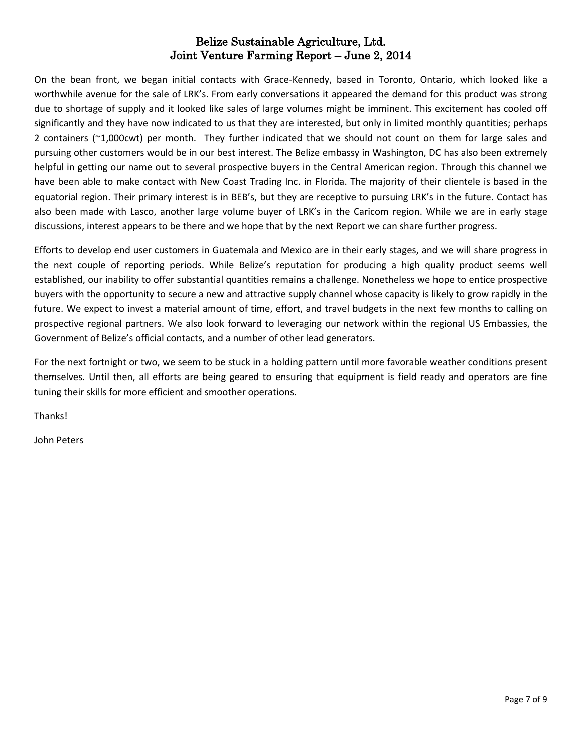On the bean front, we began initial contacts with Grace-Kennedy, based in Toronto, Ontario, which looked like a worthwhile avenue for the sale of LRK's. From early conversations it appeared the demand for this product was strong due to shortage of supply and it looked like sales of large volumes might be imminent. This excitement has cooled off significantly and they have now indicated to us that they are interested, but only in limited monthly quantities; perhaps 2 containers (~1,000cwt) per month. They further indicated that we should not count on them for large sales and pursuing other customers would be in our best interest. The Belize embassy in Washington, DC has also been extremely helpful in getting our name out to several prospective buyers in the Central American region. Through this channel we have been able to make contact with New Coast Trading Inc. in Florida. The majority of their clientele is based in the equatorial region. Their primary interest is in BEB's, but they are receptive to pursuing LRK's in the future. Contact has also been made with Lasco, another large volume buyer of LRK's in the Caricom region. While we are in early stage discussions, interest appears to be there and we hope that by the next Report we can share further progress.

Efforts to develop end user customers in Guatemala and Mexico are in their early stages, and we will share progress in the next couple of reporting periods. While Belize's reputation for producing a high quality product seems well established, our inability to offer substantial quantities remains a challenge. Nonetheless we hope to entice prospective buyers with the opportunity to secure a new and attractive supply channel whose capacity is likely to grow rapidly in the future. We expect to invest a material amount of time, effort, and travel budgets in the next few months to calling on prospective regional partners. We also look forward to leveraging our network within the regional US Embassies, the Government of Belize's official contacts, and a number of other lead generators.

For the next fortnight or two, we seem to be stuck in a holding pattern until more favorable weather conditions present themselves. Until then, all efforts are being geared to ensuring that equipment is field ready and operators are fine tuning their skills for more efficient and smoother operations.

Thanks!

John Peters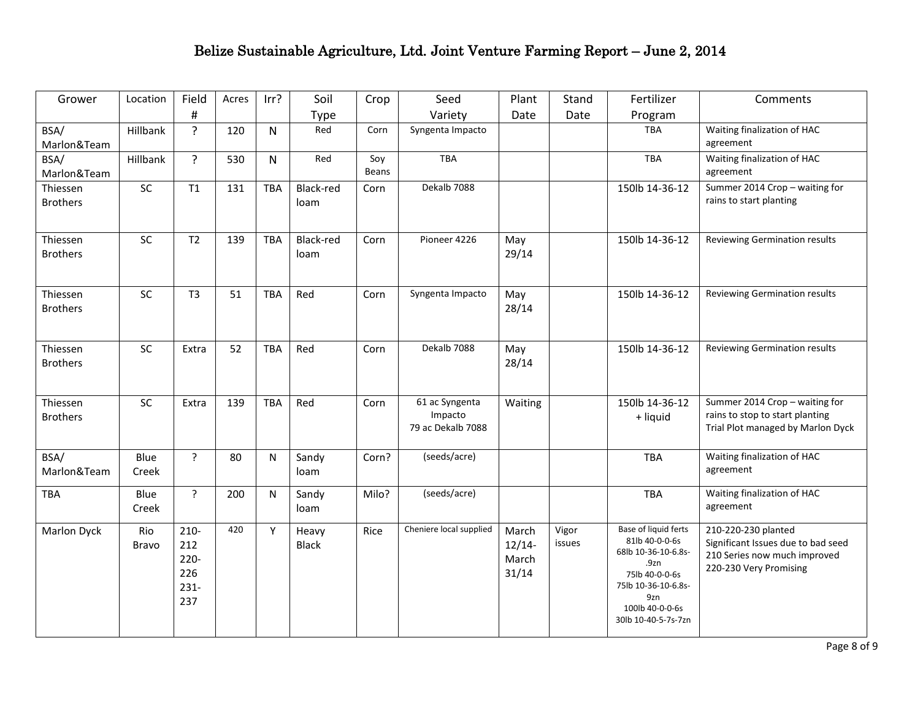# Belize Sustainable Agriculture, Ltd. Joint Venture Farming Report – June 2, 2014

| Grower | Location | Field # | Acres | Irr? | Soil Type | Crop | Seed Variety | Plant Date | Stand Date | Fertilizer Program | Comments |
|---|---|---|---|---|---|---|---|---|---|---|---|
| BSA/ Marlon&Team | Hillbank | ? | 120 | N | Red | Corn | Syngenta Impacto | | | TBA | Waiting finalization of HAC agreement |
| BSA/ Marlon&Team | Hillbank | ? | 530 | N | Red | Soy Beans | TBA | | | TBA | Waiting finalization of HAC agreement |
| Thiessen Brothers | SC | T1 | 131 | TBA | Black-red loam | Corn | Dekalb 7088 | | | 150lb 14-36-12 | Summer 2014 Crop – waiting for rains to start planting |
| Thiessen Brothers | SC | T2 | 139 | TBA | Black-red loam | Corn | Pioneer 4226 | May 29/14 | | 150lb 14-36-12 | Reviewing Germination results |
| Thiessen Brothers | SC | T3 | 51 | TBA | Red | Corn | Syngenta Impacto | May 28/14 | | 150lb 14-36-12 | Reviewing Germination results |
| Thiessen Brothers | SC | Extra | 52 | TBA | Red | Corn | Dekalb 7088 | May 28/14 | | 150lb 14-36-12 | Reviewing Germination results |
| Thiessen Brothers | SC | Extra | 139 | TBA | Red | Corn | 61 ac Syngenta Impacto<br>79 ac Dekalb 7088 | Waiting | | 150lb 14-36-12 + liquid | Summer 2014 Crop – waiting for rains to stop to start planting<br>Trial Plot managed by Marlon Dyck |
| BSA/ Marlon&Team | Blue Creek | ? | 80 | N | Sandy loam | Corn? | (seeds/acre) | | | TBA | Waiting finalization of HAC agreement |
| TBA | Blue Creek | ? | 200 | N | Sandy loam | Milo? | (seeds/acre) | | | TBA | Waiting finalization of HAC agreement |
| Marlon Dyck | Rio Bravo | 210-212<br>220-226<br>231-237 | 420 | Y | Heavy Black | Rice | Cheniere local supplied | March 12/14-March 31/14 | Vigor issues | Base of liquid ferts<br>81lb 40-0-0-6s<br>68lb 10-36-10-6.8s-.9zn<br>75lb 40-0-0-6s<br>75lb 10-36-10-6.8s-9zn<br>100lb 40-0-0-6s<br>30lb 10-40-5-7s-7zn | 210-220-230 planted<br>Significant Issues due to bad seed<br>210 Series now much improved<br>220-230 Very Promising |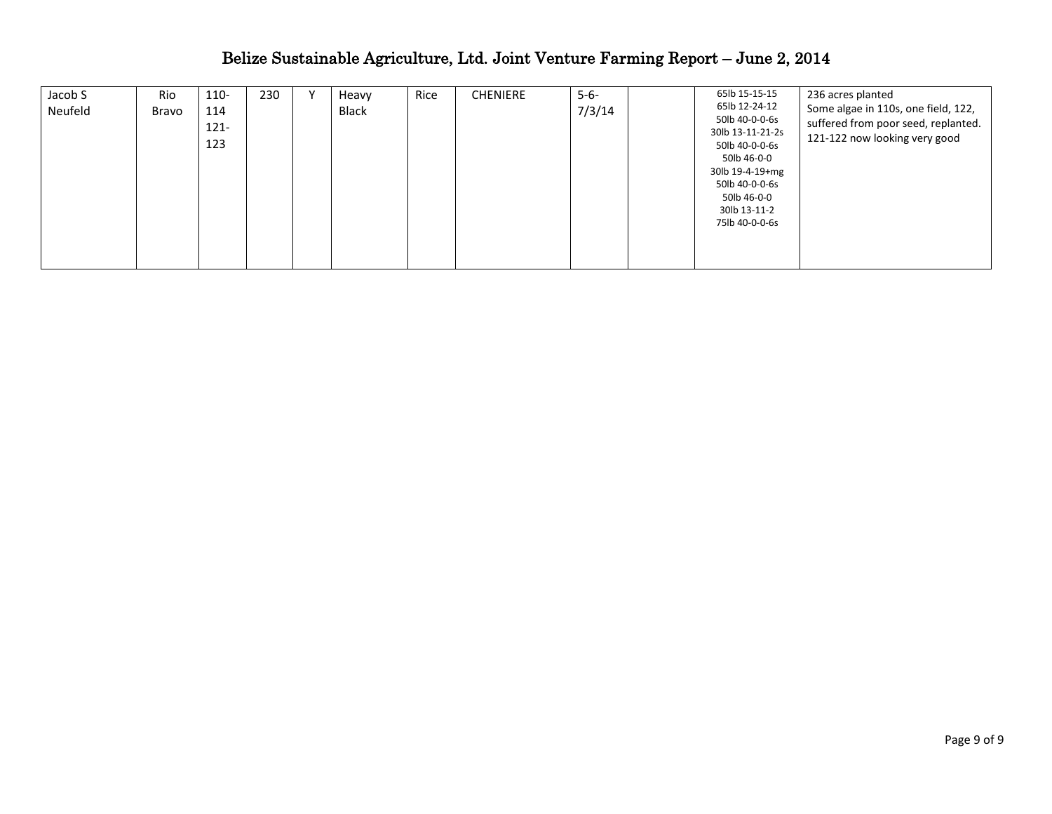# Belize Sustainable Agriculture, Ltd. Joint Venture Farming Report – June 2, 2014

| | | | | | | | | | | | |
|---|---|---|---|---|---|---|---|---|---|---|---|
| Jacob S Neufeld | Rio Bravo | 110-114 121-123 | 230 | Y | Heavy Black | Rice | CHENIERE | 5-6-7/3/14 | | 65lb 15-15-15<br>65lb 12-24-12<br>50lb 40-0-0-6s<br>30lb 13-11-21-2s<br>50lb 40-0-0-6s<br>50lb 46-0-0<br>30lb 19-4-19+mg<br>50lb 40-0-0-6s<br>50lb 46-0-0<br>30lb 13-11-2<br>75lb 40-0-0-6s | 236 acres planted<br>Some algae in 110s, one field, 122, suffered from poor seed, replanted. 121-122 now looking very good |